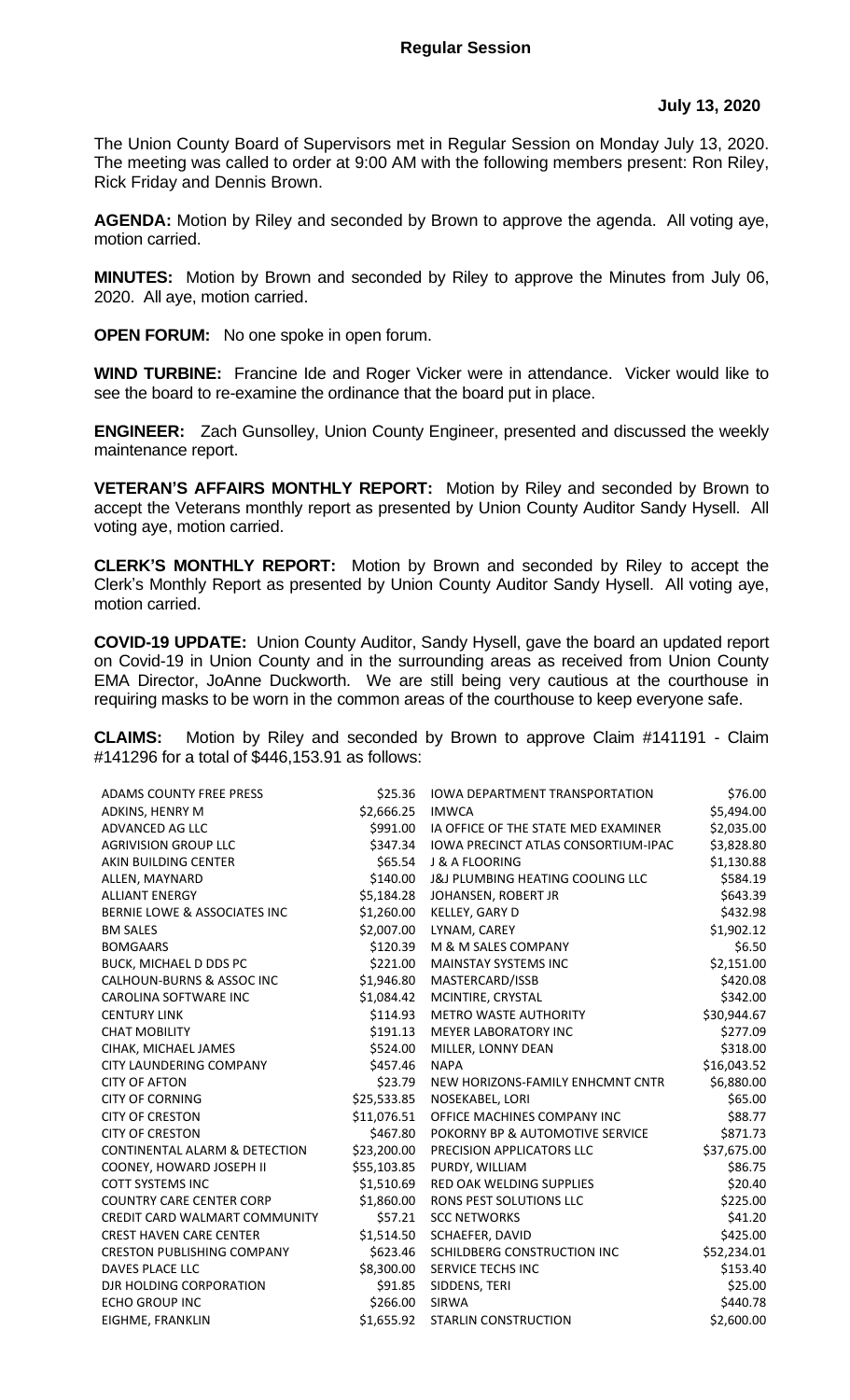## Regular Session

**July 13, 2020**

The Union County Board of Supervisors met in Regular Session on Monday July 13, 2020. The meeting was called to order at 9:00 AM with the following members present: Ron Riley, Rick Friday and Dennis Brown.

**AGENDA:** Motion by Riley and seconded by Brown to approve the agenda. All voting aye, motion carried.

**MINUTES:** Motion by Brown and seconded by Riley to approve the Minutes from July 06, 2020. All aye, motion carried.

**OPEN FORUM:** No one spoke in open forum.

**WIND TURBINE:** Francine Ide and Roger Vicker were in attendance. Vicker would like to see the board to re-examine the ordinance that the board put in place.

**ENGINEER:** Zach Gunsolley, Union County Engineer, presented and discussed the weekly maintenance report.

**VETERAN'S AFFAIRS MONTHLY REPORT:** Motion by Riley and seconded by Brown to accept the Veterans monthly report as presented by Union County Auditor Sandy Hysell. All voting aye, motion carried.

**CLERK'S MONTHLY REPORT:** Motion by Brown and seconded by Riley to accept the Clerk's Monthly Report as presented by Union County Auditor Sandy Hysell. All voting aye, motion carried.

**COVID-19 UPDATE:** Union County Auditor, Sandy Hysell, gave the board an updated report on Covid-19 in Union County and in the surrounding areas as received from Union County EMA Director, JoAnne Duckworth. We are still being very cautious at the courthouse in requiring masks to be worn in the common areas of the courthouse to keep everyone safe.

**CLAIMS:** Motion by Riley and seconded by Brown to approve Claim #141191 - Claim #141296 for a total of $446,153.91 as follows:

| | | | |
|---|---|---|---|
| ADAMS COUNTY FREE PRESS | $25.36 | IOWA DEPARTMENT TRANSPORTATION | $76.00 |
| ADKINS, HENRY M | $2,666.25 | IMWCA | $5,494.00 |
| ADVANCED AG LLC | $991.00 | IA OFFICE OF THE STATE MED EXAMINER | $2,035.00 |
| AGRIVISION GROUP LLC | $347.34 | IOWA PRECINCT ATLAS CONSORTIUM-IPAC | $3,828.80 |
| AKIN BUILDING CENTER | $65.54 | J & A FLOORING | $1,130.88 |
| ALLEN, MAYNARD | $140.00 | J&J PLUMBING HEATING COOLING LLC | $584.19 |
| ALLIANT ENERGY | $5,184.28 | JOHANSEN, ROBERT JR | $643.39 |
| BERNIE LOWE & ASSOCIATES INC | $1,260.00 | KELLEY, GARY D | $432.98 |
| BM SALES | $2,007.00 | LYNAM, CAREY | $1,902.12 |
| BOMGAARS | $120.39 | M & M SALES COMPANY | $6.50 |
| BUCK, MICHAEL D DDS PC | $221.00 | MAINSTAY SYSTEMS INC | $2,151.00 |
| CALHOUN-BURNS & ASSOC INC | $1,946.80 | MASTERCARD/ISSB | $420.08 |
| CAROLINA SOFTWARE INC | $1,084.42 | MCINTIRE, CRYSTAL | $342.00 |
| CENTURY LINK | $114.93 | METRO WASTE AUTHORITY | $30,944.67 |
| CHAT MOBILITY | $191.13 | MEYER LABORATORY INC | $277.09 |
| CIHAK, MICHAEL JAMES | $524.00 | MILLER, LONNY DEAN | $318.00 |
| CITY LAUNDERING COMPANY | $457.46 | NAPA | $16,043.52 |
| CITY OF AFTON | $23.79 | NEW HORIZONS-FAMILY ENHCMNT CNTR | $6,880.00 |
| CITY OF CORNING | $25,533.85 | NOSEKABEL, LORI | $65.00 |
| CITY OF CRESTON | $11,076.51 | OFFICE MACHINES COMPANY INC | $88.77 |
| CITY OF CRESTON | $467.80 | POKORNY BP & AUTOMOTIVE SERVICE | $871.73 |
| CONTINENTAL ALARM & DETECTION | $23,200.00 | PRECISION APPLICATORS LLC | $37,675.00 |
| COONEY, HOWARD JOSEPH II | $55,103.85 | PURDY, WILLIAM | $86.75 |
| COTT SYSTEMS INC | $1,510.69 | RED OAK WELDING SUPPLIES | $20.40 |
| COUNTRY CARE CENTER CORP | $1,860.00 | RONS PEST SOLUTIONS LLC | $225.00 |
| CREDIT CARD WALMART COMMUNITY | $57.21 | SCC NETWORKS | $41.20 |
| CREST HAVEN CARE CENTER | $1,514.50 | SCHAEFER, DAVID | $425.00 |
| CRESTON PUBLISHING COMPANY | $623.46 | SCHILDBERG CONSTRUCTION INC | $52,234.01 |
| DAVES PLACE LLC | $8,300.00 | SERVICE TECHS INC | $153.40 |
| DJR HOLDING CORPORATION | $91.85 | SIDDENS, TERI | $25.00 |
| ECHO GROUP INC | $266.00 | SIRWA | $440.78 |
| EIGHME, FRANKLIN | $1,655.92 | STARLIN CONSTRUCTION | $2,600.00 |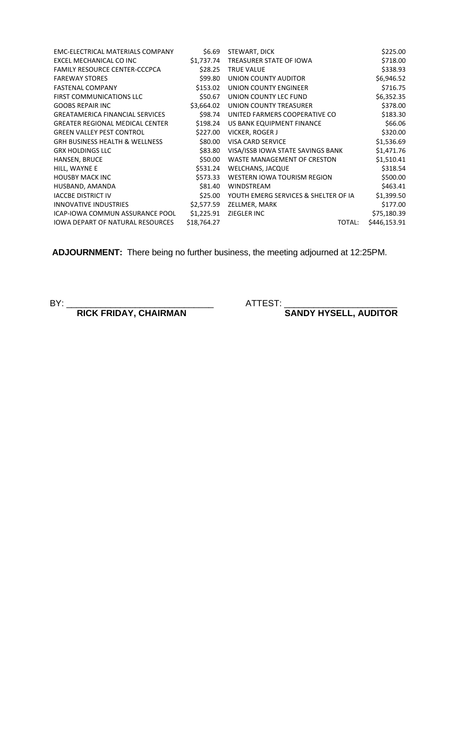| | | | |
|---|---|---|---|
| EMC-ELECTRICAL MATERIALS COMPANY | $6.69 | STEWART, DICK | $225.00 |
| EXCEL MECHANICAL CO INC | $1,737.74 | TREASURER STATE OF IOWA | $718.00 |
| FAMILY RESOURCE CENTER-CCCPCA | $28.25 | TRUE VALUE | $338.93 |
| FAREWAY STORES | $99.80 | UNION COUNTY AUDITOR | $6,946.52 |
| FASTENAL COMPANY | $153.02 | UNION COUNTY ENGINEER | $716.75 |
| FIRST COMMUNICATIONS LLC | $50.67 | UNION COUNTY LEC FUND | $6,352.35 |
| GOOBS REPAIR INC | $3,664.02 | UNION COUNTY TREASURER | $378.00 |
| GREATAMERICA FINANCIAL SERVICES | $98.74 | UNITED FARMERS COOPERATIVE CO | $183.30 |
| GREATER REGIONAL MEDICAL CENTER | $198.24 | US BANK EQUIPMENT FINANCE | $66.06 |
| GREEN VALLEY PEST CONTROL | $227.00 | VICKER, ROGER J | $320.00 |
| GRH BUSINESS HEALTH & WELLNESS | $80.00 | VISA CARD SERVICE | $1,536.69 |
| GRX HOLDINGS LLC | $83.80 | VISA/ISSB IOWA STATE SAVINGS BANK | $1,471.76 |
| HANSEN, BRUCE | $50.00 | WASTE MANAGEMENT OF CRESTON | $1,510.41 |
| HILL, WAYNE E | $531.24 | WELCHANS, JACQUE | $318.54 |
| HOUSBY MACK INC | $573.33 | WESTERN IOWA TOURISM REGION | $500.00 |
| HUSBAND, AMANDA | $81.40 | WINDSTREAM | $463.41 |
| IACCBE DISTRICT IV | $25.00 | YOUTH EMERG SERVICES & SHELTER OF IA | $1,399.50 |
| INNOVATIVE INDUSTRIES | $2,577.59 | ZELLMER, MARK | $177.00 |
| ICAP-IOWA COMMUN ASSURANCE POOL | $1,225.91 | ZIEGLER INC | $75,180.39 |
| IOWA DEPART OF NATURAL RESOURCES | $18,764.27 | TOTAL: | $446,153.91 |

**ADJOURNMENT:** There being no further business, the meeting adjourned at 12:25PM.

BY: ____________________________ ATTEST: ______________________

**RICK FRIDAY, CHAIRMAN** **SANDY HYSELL, AUDITOR**